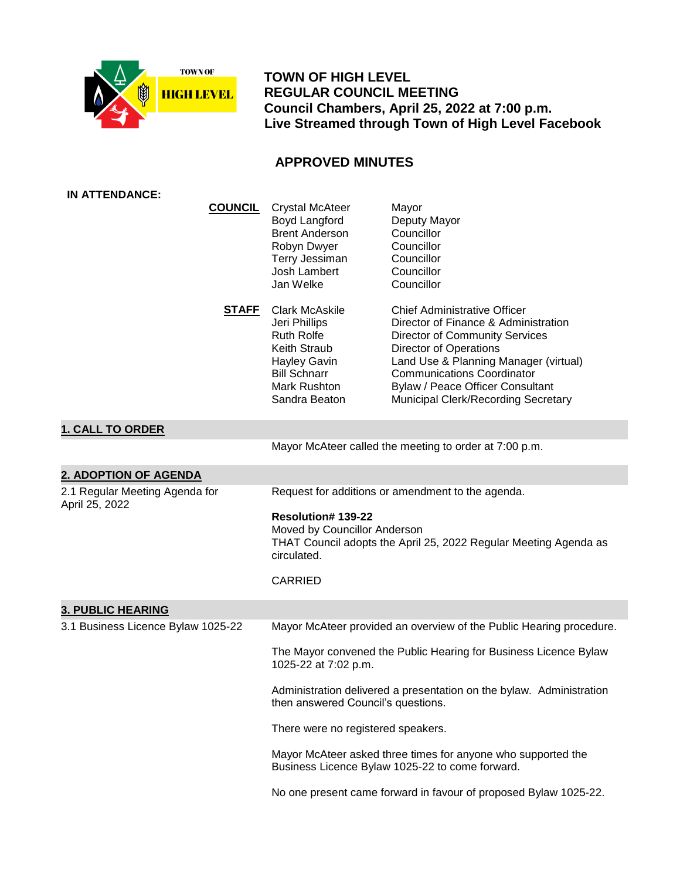TOWN OF HIGH LEVEL

# TOWN OF HIGH LEVEL
# REGULAR COUNCIL MEETING
## Council Chambers, April 25, 2022 at 7:00 p.m.
## Live Streamed through Town of High Level Facebook

## APPROVED MINUTES

**IN ATTENDANCE:**

| | | |
|---|---|---|
| **COUNCIL** | Crystal McAteer | Mayor |
| | Boyd Langford | Deputy Mayor |
| | Brent Anderson | Councillor |
| | Robyn Dwyer | Councillor |
| | Terry Jessiman | Councillor |
| | Josh Lambert | Councillor |
| | Jan Welke | Councillor |
| **STAFF** | Clark McAskile | Chief Administrative Officer |
| | Jeri Phillips | Director of Finance & Administration |
| | Ruth Rolfe | Director of Community Services |
| | Keith Straub | Director of Operations |
| | Hayley Gavin | Land Use & Planning Manager (virtual) |
| | Bill Schnarr | Communications Coordinator |
| | Mark Rushton | Bylaw / Peace Officer Consultant |
| | Sandra Beaton | Municipal Clerk/Recording Secretary |

### 1. CALL TO ORDER

Mayor McAteer called the meeting to order at 7:00 p.m.

### 2. ADOPTION OF AGENDA

**2.1 Regular Meeting Agenda for April 25, 2022**

Request for additions or amendment to the agenda.

**Resolution# 139-22**
Moved by Councillor Anderson
THAT Council adopts the April 25, 2022 Regular Meeting Agenda as circulated.

CARRIED

### 3. PUBLIC HEARING

**3.1 Business Licence Bylaw 1025-22**

Mayor McAteer provided an overview of the Public Hearing procedure.

The Mayor convened the Public Hearing for Business Licence Bylaw 1025-22 at 7:02 p.m.

Administration delivered a presentation on the bylaw. Administration then answered Council's questions.

There were no registered speakers.

Mayor McAteer asked three times for anyone who supported the Business Licence Bylaw 1025-22 to come forward.

No one present came forward in favour of proposed Bylaw 1025-22.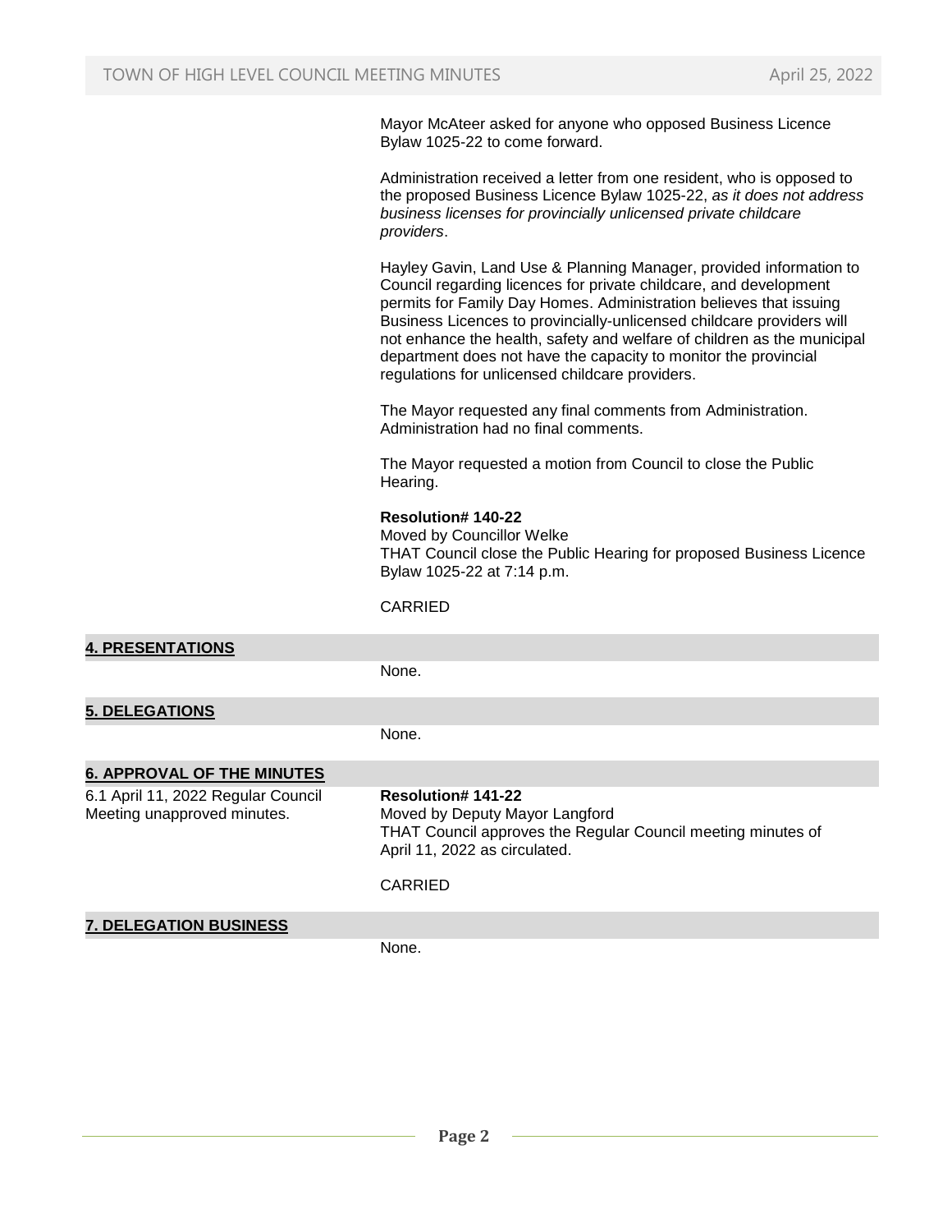Mayor McAteer asked for anyone who opposed Business Licence Bylaw 1025-22 to come forward.

Administration received a letter from one resident, who is opposed to the proposed Business Licence Bylaw 1025-22, *as it does not address business licenses for provincially unlicensed private childcare providers*.

Hayley Gavin, Land Use & Planning Manager, provided information to Council regarding licences for private childcare, and development permits for Family Day Homes. Administration believes that issuing Business Licences to provincially-unlicensed childcare providers will not enhance the health, safety and welfare of children as the municipal department does not have the capacity to monitor the provincial regulations for unlicensed childcare providers.

The Mayor requested any final comments from Administration. Administration had no final comments.

The Mayor requested a motion from Council to close the Public Hearing.

**Resolution# 140-22**
Moved by Councillor Welke
THAT Council close the Public Hearing for proposed Business Licence Bylaw 1025-22 at 7:14 p.m.

CARRIED

## 4. PRESENTATIONS

None.

## 5. DELEGATIONS

None.

## 6. APPROVAL OF THE MINUTES

6.1 April 11, 2022 Regular Council Meeting unapproved minutes.

**Resolution# 141-22**
Moved by Deputy Mayor Langford
THAT Council approves the Regular Council meeting minutes of April 11, 2022 as circulated.

CARRIED

## 7. DELEGATION BUSINESS

None.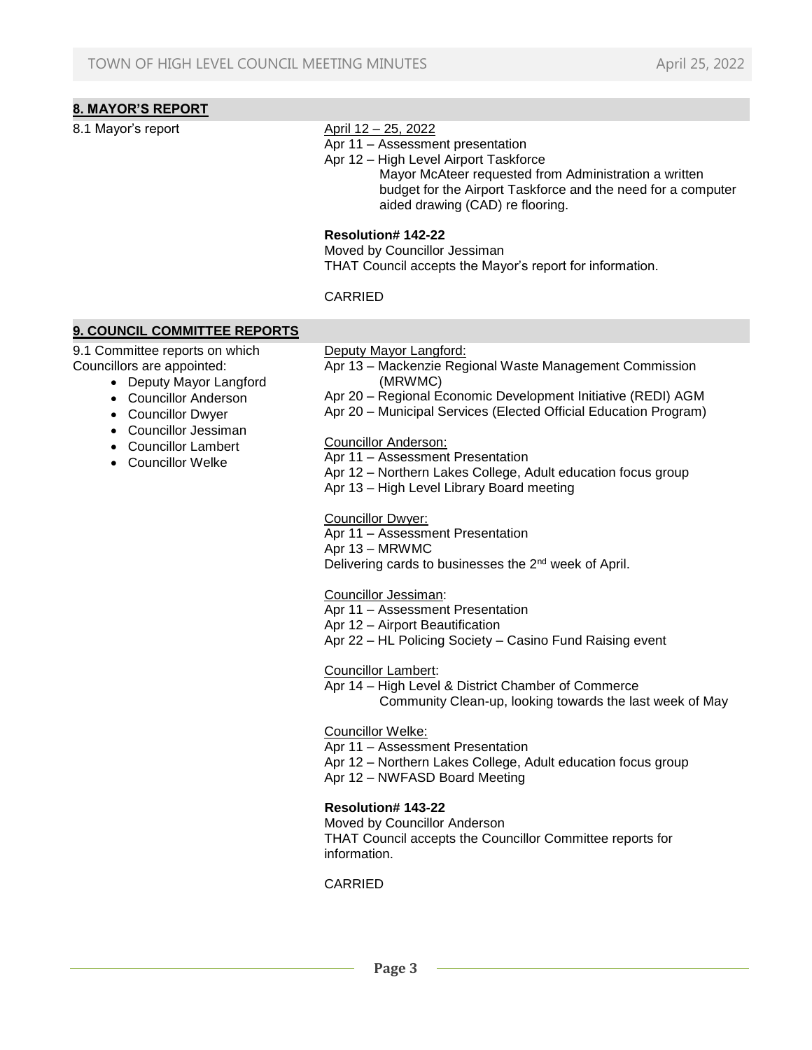## 8. MAYOR'S REPORT

8.1 Mayor's report

April 12 – 25, 2022

Apr 11 – Assessment presentation

Apr 12 – High Level Airport Taskforce

Mayor McAteer requested from Administration a written budget for the Airport Taskforce and the need for a computer aided drawing (CAD) re flooring.

**Resolution# 142-22**

Moved by Councillor Jessiman

THAT Council accepts the Mayor's report for information.

CARRIED

## 9. COUNCIL COMMITTEE REPORTS

9.1 Committee reports on which Councillors are appointed:

- Deputy Mayor Langford
- Councillor Anderson
- Councillor Dwyer
- Councillor Jessiman
- Councillor Lambert
- Councillor Welke

Deputy Mayor Langford:

Apr 13 – Mackenzie Regional Waste Management Commission (MRWMC)

Apr 20 – Regional Economic Development Initiative (REDI) AGM

Apr 20 – Municipal Services (Elected Official Education Program)

Councillor Anderson:

Apr 11 – Assessment Presentation

Apr 12 – Northern Lakes College, Adult education focus group

Apr 13 – High Level Library Board meeting

Councillor Dwyer:

Apr 11 – Assessment Presentation

Apr 13 – MRWMC

Delivering cards to businesses the 2nd week of April.

Councillor Jessiman:

Apr 11 – Assessment Presentation

Apr 12 – Airport Beautification

Apr 22 – HL Policing Society – Casino Fund Raising event

Councillor Lambert:

Apr 14 – High Level & District Chamber of Commerce

Community Clean-up, looking towards the last week of May

Councillor Welke:

Apr 11 – Assessment Presentation

Apr 12 – Northern Lakes College, Adult education focus group

Apr 12 – NWFASD Board Meeting

**Resolution# 143-22**

Moved by Councillor Anderson

THAT Council accepts the Councillor Committee reports for information.

CARRIED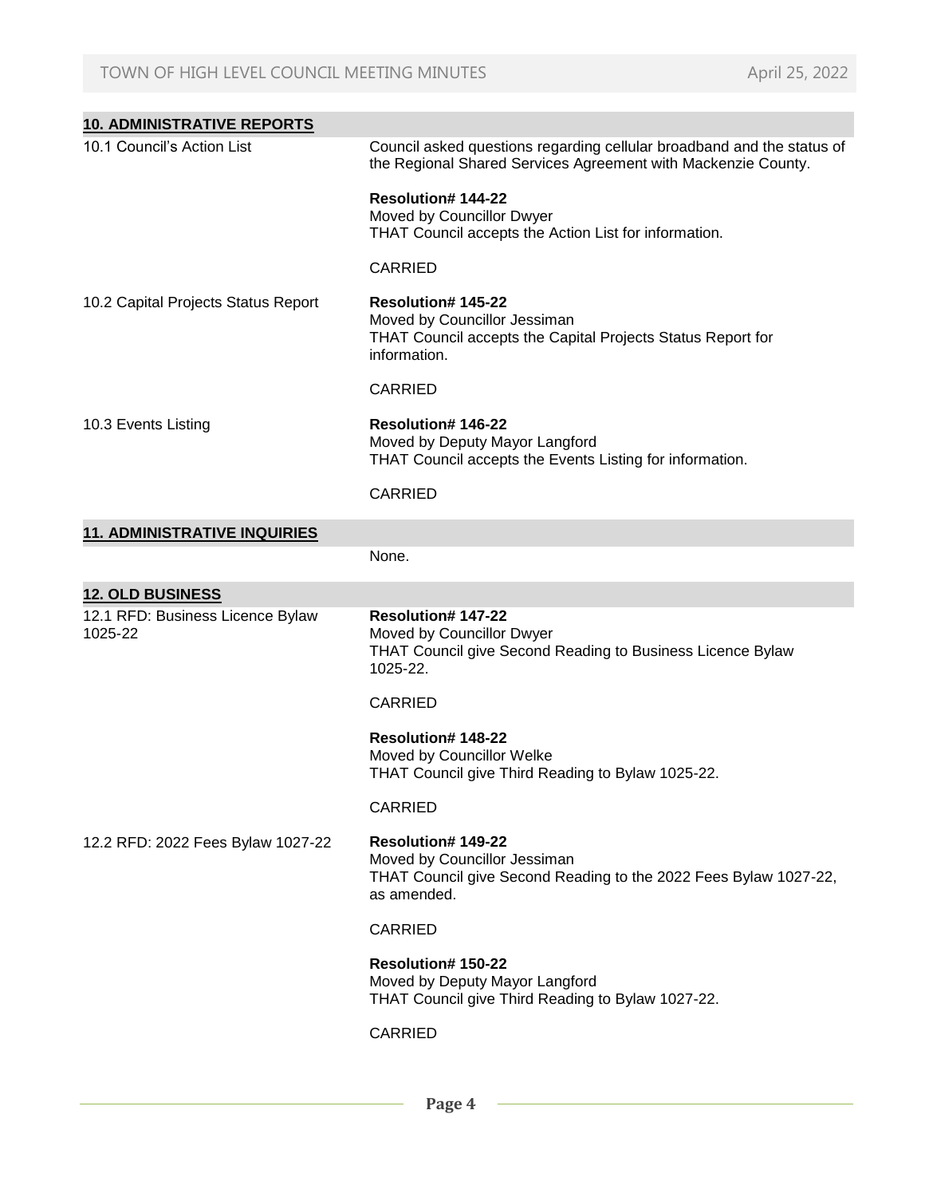## 10. ADMINISTRATIVE REPORTS

**10.1 Council's Action List**

Council asked questions regarding cellular broadband and the status of the Regional Shared Services Agreement with Mackenzie County.

**Resolution# 144-22**
Moved by Councillor Dwyer
THAT Council accepts the Action List for information.

CARRIED

**10.2 Capital Projects Status Report**

**Resolution# 145-22**
Moved by Councillor Jessiman
THAT Council accepts the Capital Projects Status Report for information.

CARRIED

**10.3 Events Listing**

**Resolution# 146-22**
Moved by Deputy Mayor Langford
THAT Council accepts the Events Listing for information.

CARRIED

## 11. ADMINISTRATIVE INQUIRIES

None.

## 12. OLD BUSINESS

**12.1 RFD: Business Licence Bylaw 1025-22**

**Resolution# 147-22**
Moved by Councillor Dwyer
THAT Council give Second Reading to Business Licence Bylaw 1025-22.

CARRIED

**Resolution# 148-22**
Moved by Councillor Welke
THAT Council give Third Reading to Bylaw 1025-22.

CARRIED

**12.2 RFD: 2022 Fees Bylaw 1027-22**

**Resolution# 149-22**
Moved by Councillor Jessiman
THAT Council give Second Reading to the 2022 Fees Bylaw 1027-22, as amended.

CARRIED

**Resolution# 150-22**
Moved by Deputy Mayor Langford
THAT Council give Third Reading to Bylaw 1027-22.

CARRIED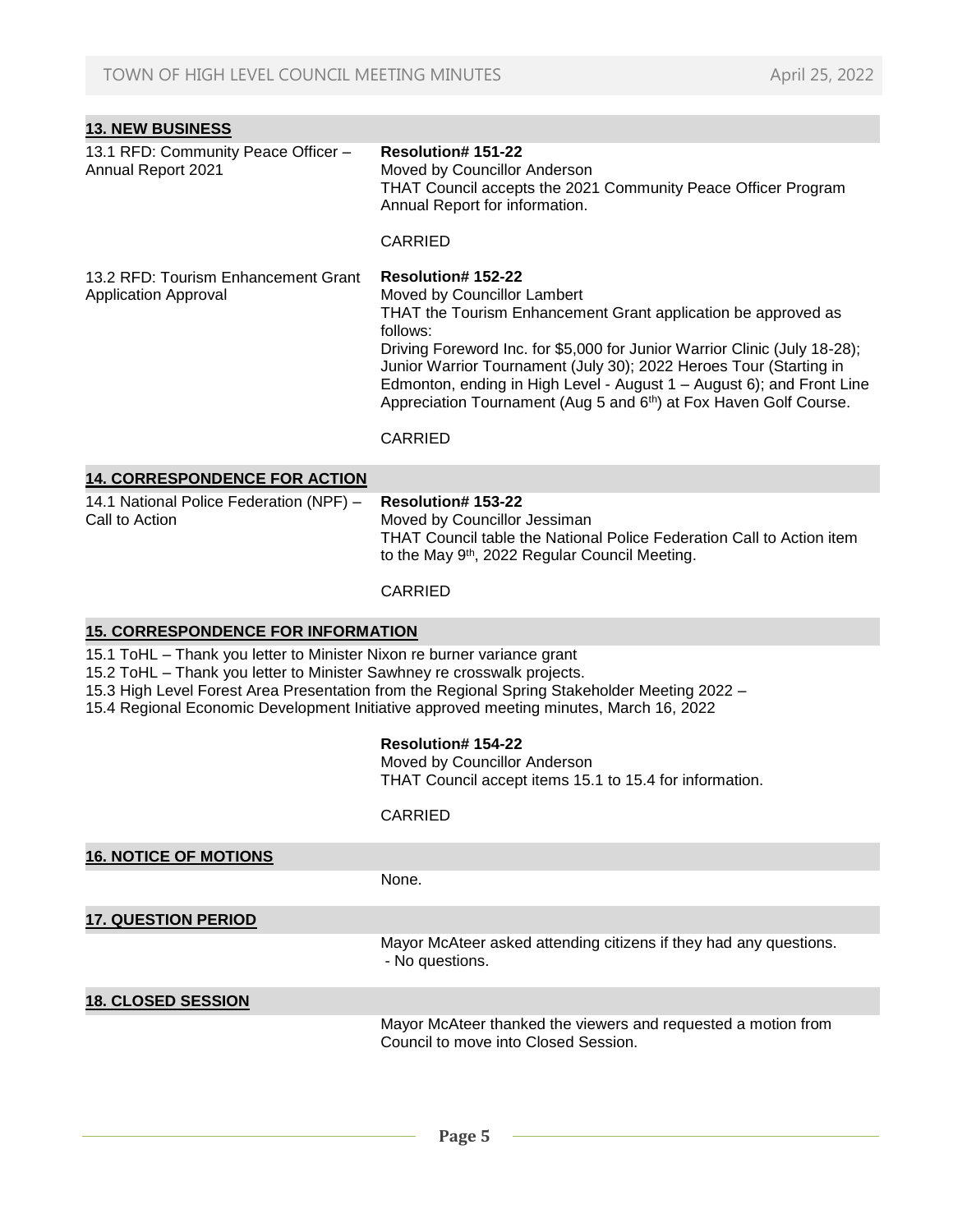## 13. NEW BUSINESS

| | |
|---|---|
| 13.1 RFD: Community Peace Officer – Annual Report 2021 | **Resolution# 151-22**<br>Moved by Councillor Anderson<br>THAT Council accepts the 2021 Community Peace Officer Program Annual Report for information.<br><br>CARRIED |
| 13.2 RFD: Tourism Enhancement Grant Application Approval | **Resolution# 152-22**<br>Moved by Councillor Lambert<br>THAT the Tourism Enhancement Grant application be approved as follows:<br>Driving Foreword Inc. for $5,000 for Junior Warrior Clinic (July 18-28); Junior Warrior Tournament (July 30); 2022 Heroes Tour (Starting in Edmonton, ending in High Level - August 1 – August 6); and Front Line Appreciation Tournament (Aug 5 and 6th) at Fox Haven Golf Course.<br><br>CARRIED |

## 14. CORRESPONDENCE FOR ACTION

| | |
|---|---|
| 14.1 National Police Federation (NPF) – Call to Action | **Resolution# 153-22**<br>Moved by Councillor Jessiman<br>THAT Council table the National Police Federation Call to Action item to the May 9th, 2022 Regular Council Meeting.<br><br>CARRIED |

## 15. CORRESPONDENCE FOR INFORMATION

15.1 ToHL – Thank you letter to Minister Nixon re burner variance grant
15.2 ToHL – Thank you letter to Minister Sawhney re crosswalk projects.
15.3 High Level Forest Area Presentation from the Regional Spring Stakeholder Meeting 2022 –
15.4 Regional Economic Development Initiative approved meeting minutes, March 16, 2022

**Resolution# 154-22**
Moved by Councillor Anderson
THAT Council accept items 15.1 to 15.4 for information.

CARRIED

## 16. NOTICE OF MOTIONS

None.

## 17. QUESTION PERIOD

Mayor McAteer asked attending citizens if they had any questions.
- No questions.

## 18. CLOSED SESSION

Mayor McAteer thanked the viewers and requested a motion from Council to move into Closed Session.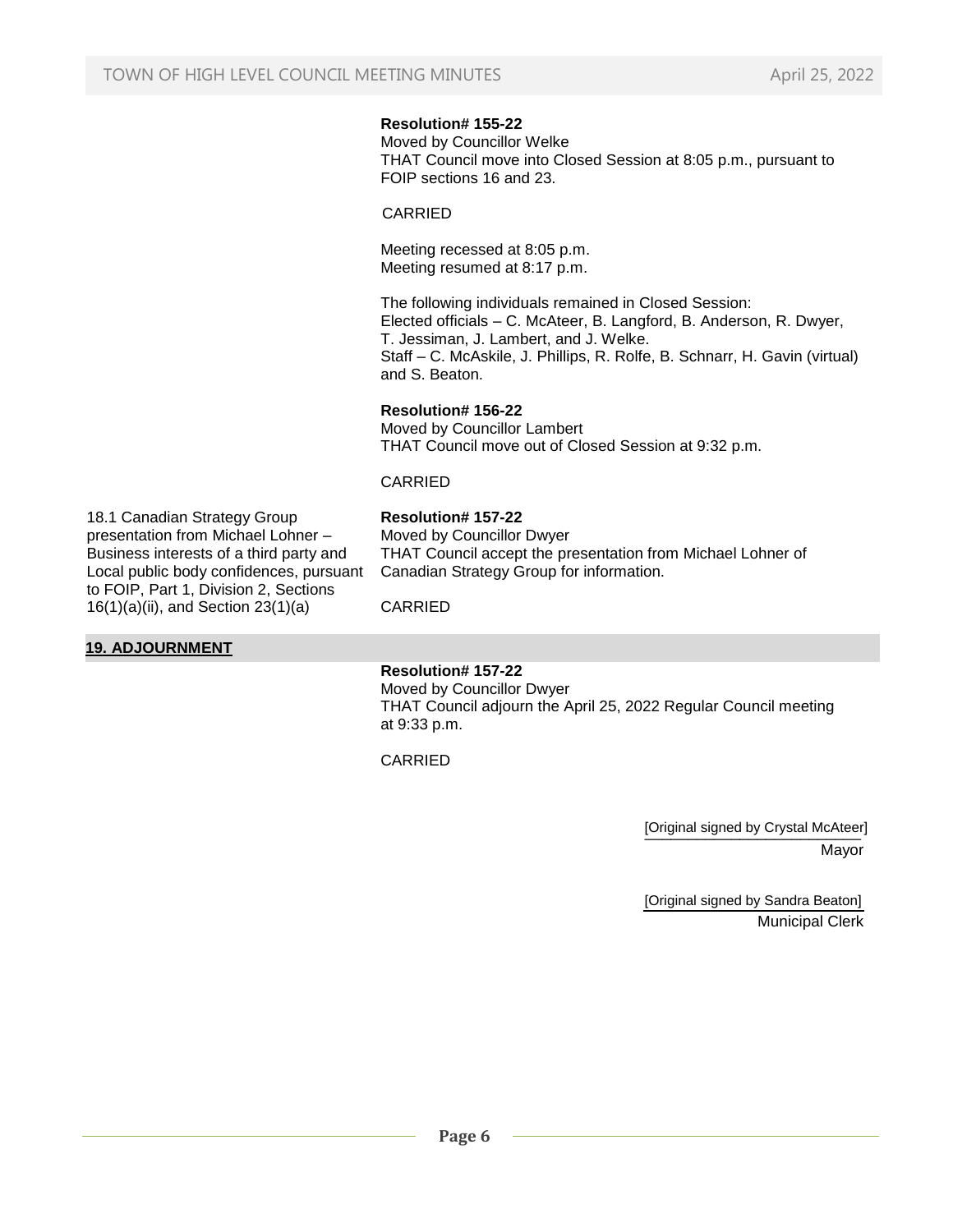**Resolution# 155-22**
Moved by Councillor Welke
THAT Council move into Closed Session at 8:05 p.m., pursuant to FOIP sections 16 and 23.

CARRIED

Meeting recessed at 8:05 p.m.
Meeting resumed at 8:17 p.m.

The following individuals remained in Closed Session:
Elected officials – C. McAteer, B. Langford, B. Anderson, R. Dwyer, T. Jessiman, J. Lambert, and J. Welke.
Staff – C. McAskile, J. Phillips, R. Rolfe, B. Schnarr, H. Gavin (virtual) and S. Beaton.

**Resolution# 156-22**
Moved by Councillor Lambert
THAT Council move out of Closed Session at 9:32 p.m.

CARRIED

18.1 Canadian Strategy Group presentation from Michael Lohner – Business interests of a third party and Local public body confidences, pursuant to FOIP, Part 1, Division 2, Sections 16(1)(a)(ii), and Section 23(1)(a)

**Resolution# 157-22**
Moved by Councillor Dwyer
THAT Council accept the presentation from Michael Lohner of Canadian Strategy Group for information.

CARRIED

## 19. ADJOURNMENT

**Resolution# 157-22**
Moved by Councillor Dwyer
THAT Council adjourn the April 25, 2022 Regular Council meeting at 9:33 p.m.

CARRIED

[Original signed by Crystal McAteer]
Mayor

[Original signed by Sandra Beaton]
Municipal Clerk